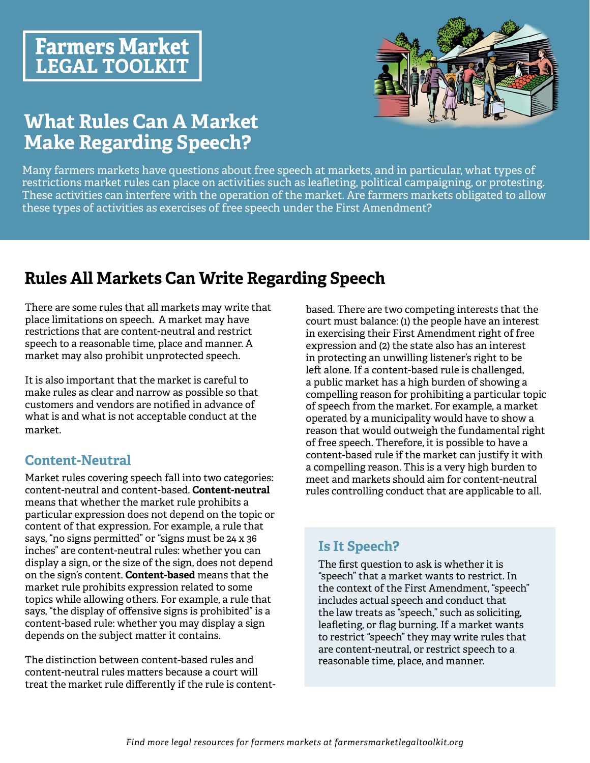# Farmers Market LEGAL TOOLKIT

# What Rules Can A Market Make Regarding Speech?

Many farmers markets have questions about free speech at markets, and in particular, what types of restrictions market rules can place on activities such as leafleting, political campaigning, or protesting. These activities can interfere with the operation of the market. Are farmers markets obligated to allow these types of activities as exercises of free speech under the First Amendment?

## Rules All Markets Can Write Regarding Speech

There are some rules that all markets may write that place limitations on speech. A market may have restrictions that are content-neutral and restrict speech to a reasonable time, place and manner. A market may also prohibit unprotected speech.

It is also important that the market is careful to make rules as clear and narrow as possible so that customers and vendors are notified in advance of what is and what is not acceptable conduct at the market.

### Content-Neutral

Market rules covering speech fall into two categories: content-neutral and content-based. **Content-neutral** means that whether the market rule prohibits a particular expression does not depend on the topic or content of that expression. For example, a rule that says, "no signs permitted" or "signs must be 24 x 36 inches" are content-neutral rules: whether you can display a sign, or the size of the sign, does not depend on the sign's content. **Content-based** means that the market rule prohibits expression related to some topics while allowing others. For example, a rule that says, "the display of offensive signs is prohibited" is a content-based rule: whether you may display a sign depends on the subject matter it contains.

The distinction between content-based rules and content-neutral rules matters because a court will treat the market rule differently if the rule is content-based. There are two competing interests that the court must balance: (1) the people have an interest in exercising their First Amendment right of free expression and (2) the state also has an interest in protecting an unwilling listener's right to be left alone. If a content-based rule is challenged, a public market has a high burden of showing a compelling reason for prohibiting a particular topic of speech from the market. For example, a market operated by a municipality would have to show a reason that would outweigh the fundamental right of free speech. Therefore, it is possible to have a content-based rule if the market can justify it with a compelling reason. This is a very high burden to meet and markets should aim for content-neutral rules controlling conduct that are applicable to all.

### Is It Speech?

The first question to ask is whether it is "speech" that a market wants to restrict. In the context of the First Amendment, "speech" includes actual speech and conduct that the law treats as "speech," such as soliciting, leafleting, or flag burning. If a market wants to restrict "speech" they may write rules that are content-neutral, or restrict speech to a reasonable time, place, and manner.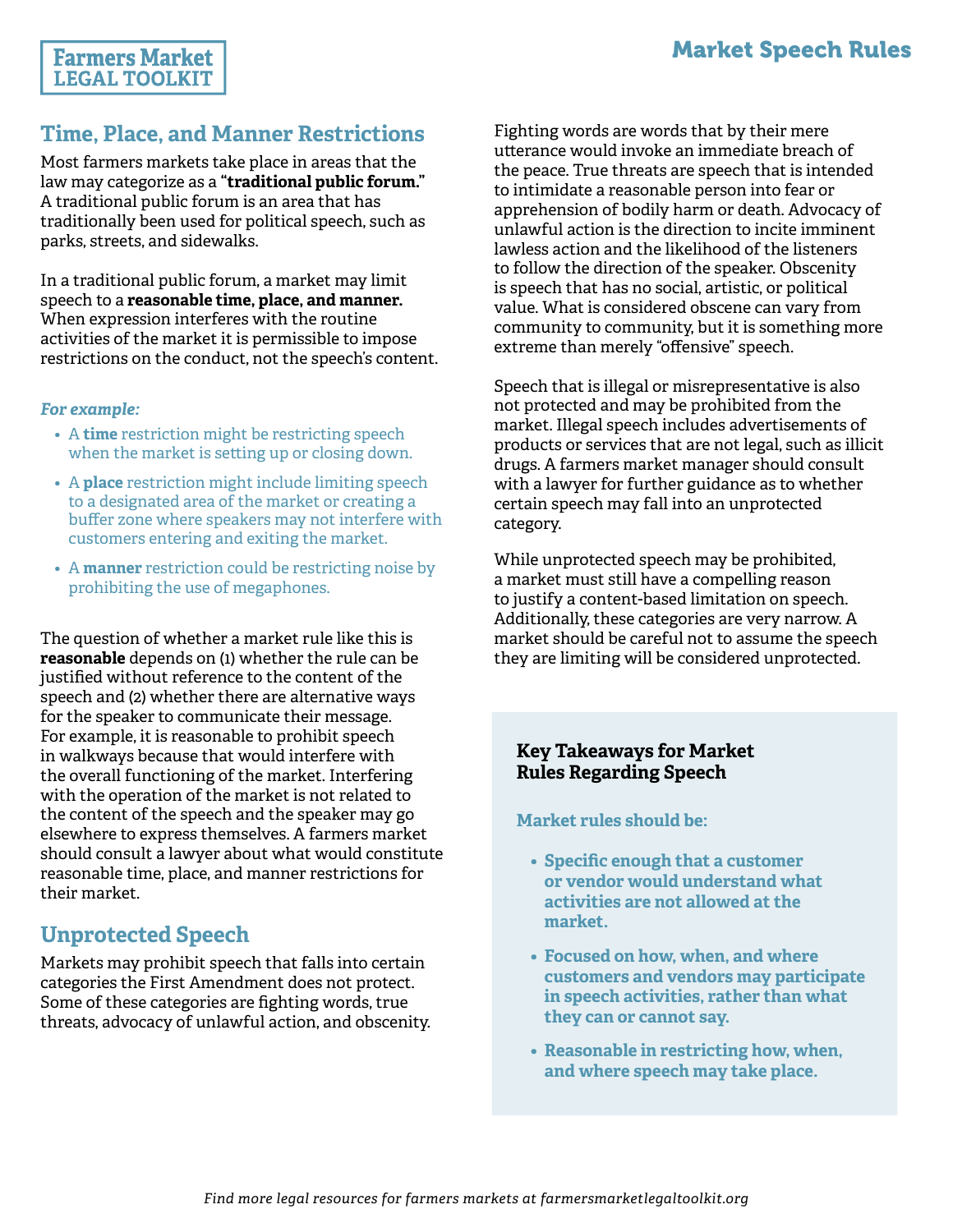## Time, Place, and Manner Restrictions

Most farmers markets take place in areas that the law may categorize as a **"traditional public forum."** A traditional public forum is an area that has traditionally been used for political speech, such as parks, streets, and sidewalks.

In a traditional public forum, a market may limit speech to a **reasonable time, place, and manner.** When expression interferes with the routine activities of the market it is permissible to impose restrictions on the conduct, not the speech's content.

***For example:***

- A **time** restriction might be restricting speech when the market is setting up or closing down.
- A **place** restriction might include limiting speech to a designated area of the market or creating a buffer zone where speakers may not interfere with customers entering and exiting the market.
- A **manner** restriction could be restricting noise by prohibiting the use of megaphones.

The question of whether a market rule like this is **reasonable** depends on (1) whether the rule can be justified without reference to the content of the speech and (2) whether there are alternative ways for the speaker to communicate their message. For example, it is reasonable to prohibit speech in walkways because that would interfere with the overall functioning of the market. Interfering with the operation of the market is not related to the content of the speech and the speaker may go elsewhere to express themselves. A farmers market should consult a lawyer about what would constitute reasonable time, place, and manner restrictions for their market.

## Unprotected Speech

Markets may prohibit speech that falls into certain categories the First Amendment does not protect. Some of these categories are fighting words, true threats, advocacy of unlawful action, and obscenity. Fighting words are words that by their mere utterance would invoke an immediate breach of the peace. True threats are speech that is intended to intimidate a reasonable person into fear or apprehension of bodily harm or death. Advocacy of unlawful action is the direction to incite imminent lawless action and the likelihood of the listeners to follow the direction of the speaker. Obscenity is speech that has no social, artistic, or political value. What is considered obscene can vary from community to community, but it is something more extreme than merely "offensive" speech.

Speech that is illegal or misrepresentative is also not protected and may be prohibited from the market. Illegal speech includes advertisements of products or services that are not legal, such as illicit drugs. A farmers market manager should consult with a lawyer for further guidance as to whether certain speech may fall into an unprotected category.

While unprotected speech may be prohibited, a market must still have a compelling reason to justify a content-based limitation on speech. Additionally, these categories are very narrow. A market should be careful not to assume the speech they are limiting will be considered unprotected.

### Key Takeaways for Market Rules Regarding Speech

**Market rules should be:**

- **Specific enough that a customer or vendor would understand what activities are not allowed at the market.**
- **Focused on how, when, and where customers and vendors may participate in speech activities, rather than what they can or cannot say.**
- **Reasonable in restricting how, when, and where speech may take place.**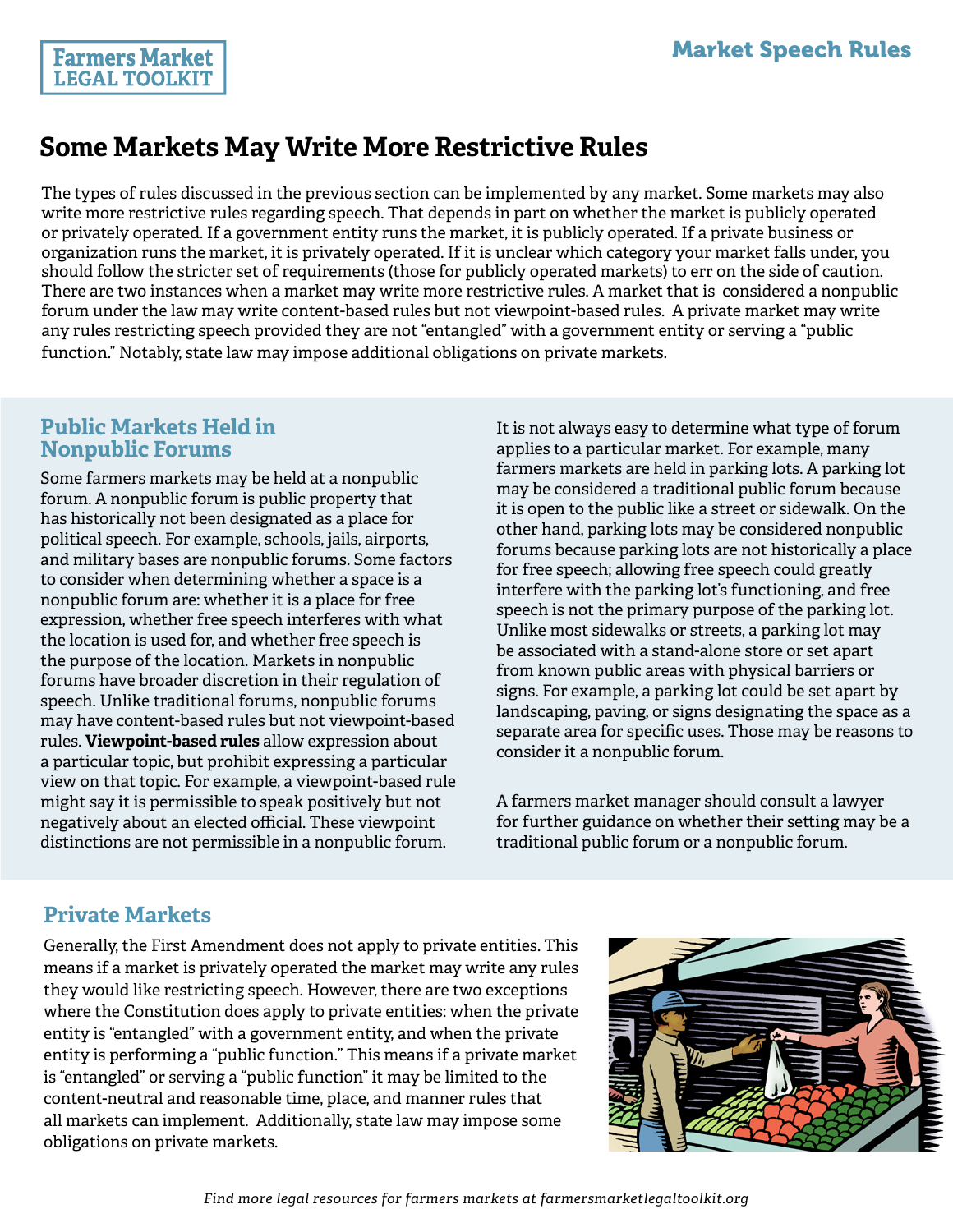# Some Markets May Write More Restrictive Rules

The types of rules discussed in the previous section can be implemented by any market. Some markets may also write more restrictive rules regarding speech. That depends in part on whether the market is publicly operated or privately operated. If a government entity runs the market, it is publicly operated. If a private business or organization runs the market, it is privately operated. If it is unclear which category your market falls under, you should follow the stricter set of requirements (those for publicly operated markets) to err on the side of caution. There are two instances when a market may write more restrictive rules. A market that is considered a nonpublic forum under the law may write content-based rules but not viewpoint-based rules. A private market may write any rules restricting speech provided they are not "entangled" with a government entity or serving a "public function." Notably, state law may impose additional obligations on private markets.

## Public Markets Held in Nonpublic Forums

Some farmers markets may be held at a nonpublic forum. A nonpublic forum is public property that has historically not been designated as a place for political speech. For example, schools, jails, airports, and military bases are nonpublic forums. Some factors to consider when determining whether a space is a nonpublic forum are: whether it is a place for free expression, whether free speech interferes with what the location is used for, and whether free speech is the purpose of the location. Markets in nonpublic forums have broader discretion in their regulation of speech. Unlike traditional forums, nonpublic forums may have content-based rules but not viewpoint-based rules. **Viewpoint-based rules** allow expression about a particular topic, but prohibit expressing a particular view on that topic. For example, a viewpoint-based rule might say it is permissible to speak positively but not negatively about an elected official. These viewpoint distinctions are not permissible in a nonpublic forum.

It is not always easy to determine what type of forum applies to a particular market. For example, many farmers markets are held in parking lots. A parking lot may be considered a traditional public forum because it is open to the public like a street or sidewalk. On the other hand, parking lots may be considered nonpublic forums because parking lots are not historically a place for free speech; allowing free speech could greatly interfere with the parking lot's functioning, and free speech is not the primary purpose of the parking lot. Unlike most sidewalks or streets, a parking lot may be associated with a stand-alone store or set apart from known public areas with physical barriers or signs. For example, a parking lot could be set apart by landscaping, paving, or signs designating the space as a separate area for specific uses. Those may be reasons to consider it a nonpublic forum.

A farmers market manager should consult a lawyer for further guidance on whether their setting may be a traditional public forum or a nonpublic forum.

## Private Markets

Generally, the First Amendment does not apply to private entities. This means if a market is privately operated the market may write any rules they would like restricting speech. However, there are two exceptions where the Constitution does apply to private entities: when the private entity is "entangled" with a government entity, and when the private entity is performing a "public function." This means if a private market is "entangled" or serving a "public function" it may be limited to the content-neutral and reasonable time, place, and manner rules that all markets can implement. Additionally, state law may impose some obligations on private markets.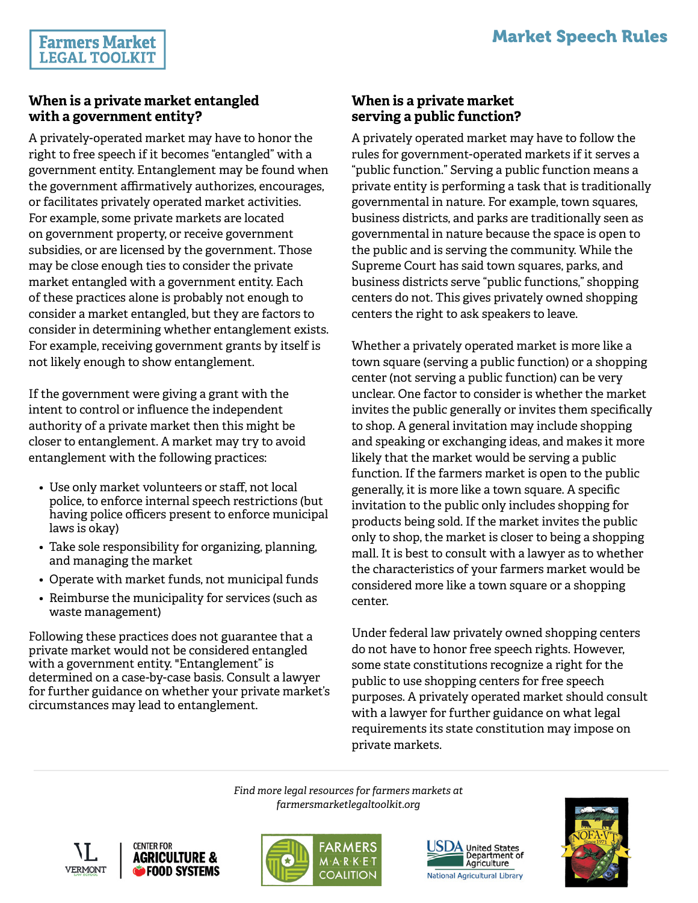## When is a private market entangled with a government entity?

A privately-operated market may have to honor the right to free speech if it becomes "entangled" with a government entity. Entanglement may be found when the government affirmatively authorizes, encourages, or facilitates privately operated market activities. For example, some private markets are located on government property, or receive government subsidies, or are licensed by the government. Those may be close enough ties to consider the private market entangled with a government entity. Each of these practices alone is probably not enough to consider a market entangled, but they are factors to consider in determining whether entanglement exists. For example, receiving government grants by itself is not likely enough to show entanglement.

If the government were giving a grant with the intent to control or influence the independent authority of a private market then this might be closer to entanglement. A market may try to avoid entanglement with the following practices:

- Use only market volunteers or staff, not local police, to enforce internal speech restrictions (but having police officers present to enforce municipal laws is okay)
- Take sole responsibility for organizing, planning, and managing the market
- Operate with market funds, not municipal funds
- Reimburse the municipality for services (such as waste management)

Following these practices does not guarantee that a private market would not be considered entangled with a government entity. "Entanglement" is determined on a case-by-case basis. Consult a lawyer for further guidance on whether your private market's circumstances may lead to entanglement.

## When is a private market serving a public function?

A privately operated market may have to follow the rules for government-operated markets if it serves a "public function." Serving a public function means a private entity is performing a task that is traditionally governmental in nature. For example, town squares, business districts, and parks are traditionally seen as governmental in nature because the space is open to the public and is serving the community. While the Supreme Court has said town squares, parks, and business districts serve "public functions," shopping centers do not. This gives privately owned shopping centers the right to ask speakers to leave.

Whether a privately operated market is more like a town square (serving a public function) or a shopping center (not serving a public function) can be very unclear. One factor to consider is whether the market invites the public generally or invites them specifically to shop. A general invitation may include shopping and speaking or exchanging ideas, and makes it more likely that the market would be serving a public function. If the farmers market is open to the public generally, it is more like a town square. A specific invitation to the public only includes shopping for products being sold. If the market invites the public only to shop, the market is closer to being a shopping mall. It is best to consult with a lawyer as to whether the characteristics of your farmers market would be considered more like a town square or a shopping center.

Under federal law privately owned shopping centers do not have to honor free speech rights. However, some state constitutions recognize a right for the public to use shopping centers for free speech purposes. A privately operated market should consult with a lawyer for further guidance on what legal requirements its state constitution may impose on private markets.

*Find more legal resources for farmers markets at farmersmarketlegaltoolkit.org*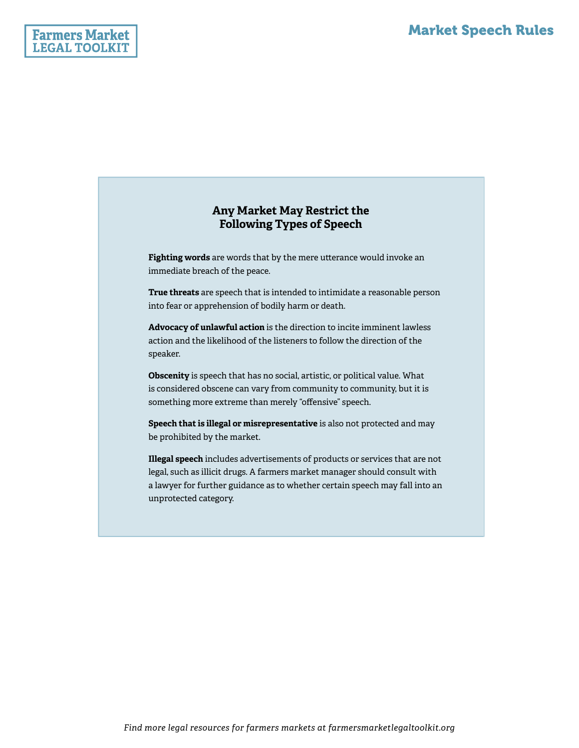## Any Market May Restrict the Following Types of Speech

**Fighting words** are words that by the mere utterance would invoke an immediate breach of the peace.

**True threats** are speech that is intended to intimidate a reasonable person into fear or apprehension of bodily harm or death.

**Advocacy of unlawful action** is the direction to incite imminent lawless action and the likelihood of the listeners to follow the direction of the speaker.

**Obscenity** is speech that has no social, artistic, or political value. What is considered obscene can vary from community to community, but it is something more extreme than merely "offensive" speech.

**Speech that is illegal or misrepresentative** is also not protected and may be prohibited by the market.

**Illegal speech** includes advertisements of products or services that are not legal, such as illicit drugs. A farmers market manager should consult with a lawyer for further guidance as to whether certain speech may fall into an unprotected category.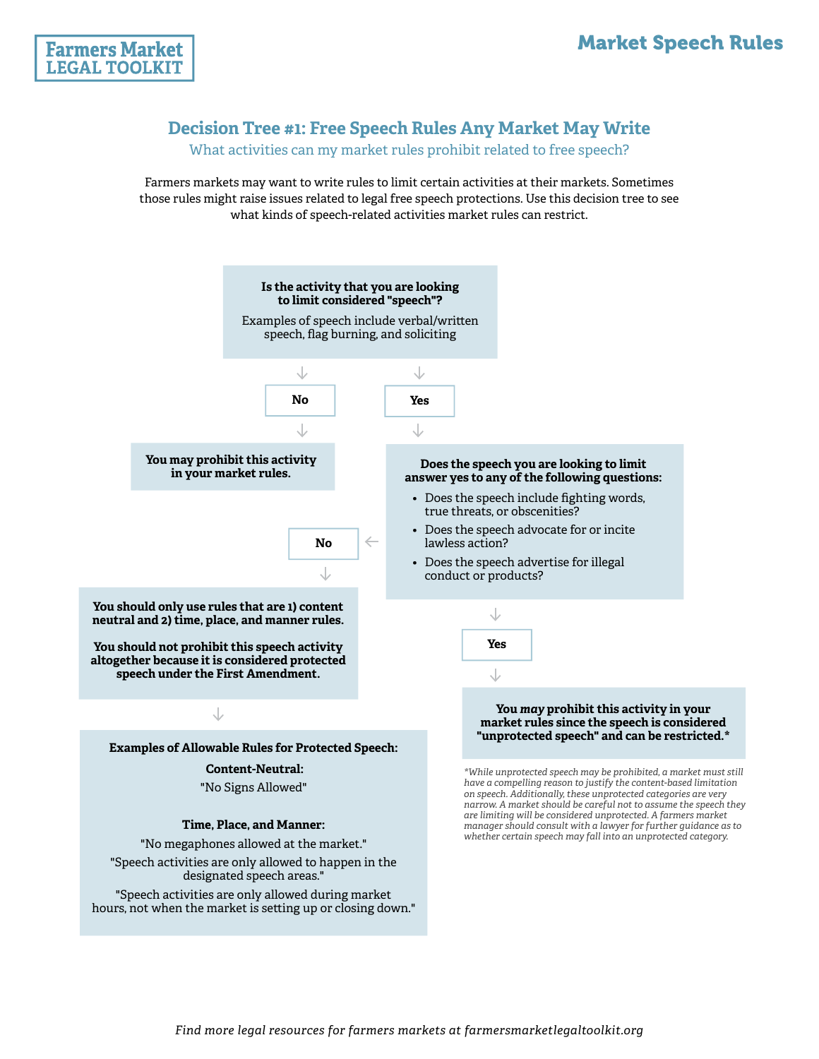Farmers Market
LEGAL TOOLKIT

# Market Speech Rules

## Decision Tree #1: Free Speech Rules Any Market May Write

### What activities can my market rules prohibit related to free speech?

Farmers markets may want to write rules to limit certain activities at their markets. Sometimes those rules might raise issues related to legal free speech protections. Use this decision tree to see what kinds of speech-related activities market rules can restrict.

**Is the activity that you are looking to limit considered "speech"?**

Examples of speech include verbal/written speech, flag burning, and soliciting

- **No** → **You may prohibit this activity in your market rules.**
- **Yes** → **Does the speech you are looking to limit answer yes to any of the following questions:**
  - Does the speech include fighting words, true threats, or obscenities?
  - Does the speech advocate for or incite lawless action?
  - Does the speech advertise for illegal conduct or products?

**No** →

**You should only use rules that are 1) content neutral and 2) time, place, and manner rules.**

**You should not prohibit this speech activity altogether because it is considered protected speech under the First Amendment.**

↓

**Examples of Allowable Rules for Protected Speech:**

**Content-Neutral:**

"No Signs Allowed"

**Time, Place, and Manner:**

"No megaphones allowed at the market."

"Speech activities are only allowed to happen in the designated speech areas."

"Speech activities are only allowed during market hours, not when the market is setting up or closing down."

**Yes** →

**You *may* prohibit this activity in your market rules since the speech is considered "unprotected speech" and can be restricted.***

*\*While unprotected speech may be prohibited, a market must still have a compelling reason to justify the content-based limitation on speech. Additionally, these unprotected categories are very narrow. A market should be careful not to assume the speech they are limiting will be considered unprotected. A farmers market manager should consult with a lawyer for further guidance as to whether certain speech may fall into an unprotected category.*

*Find more legal resources for farmers markets at farmersmarketlegaltoolkit.org*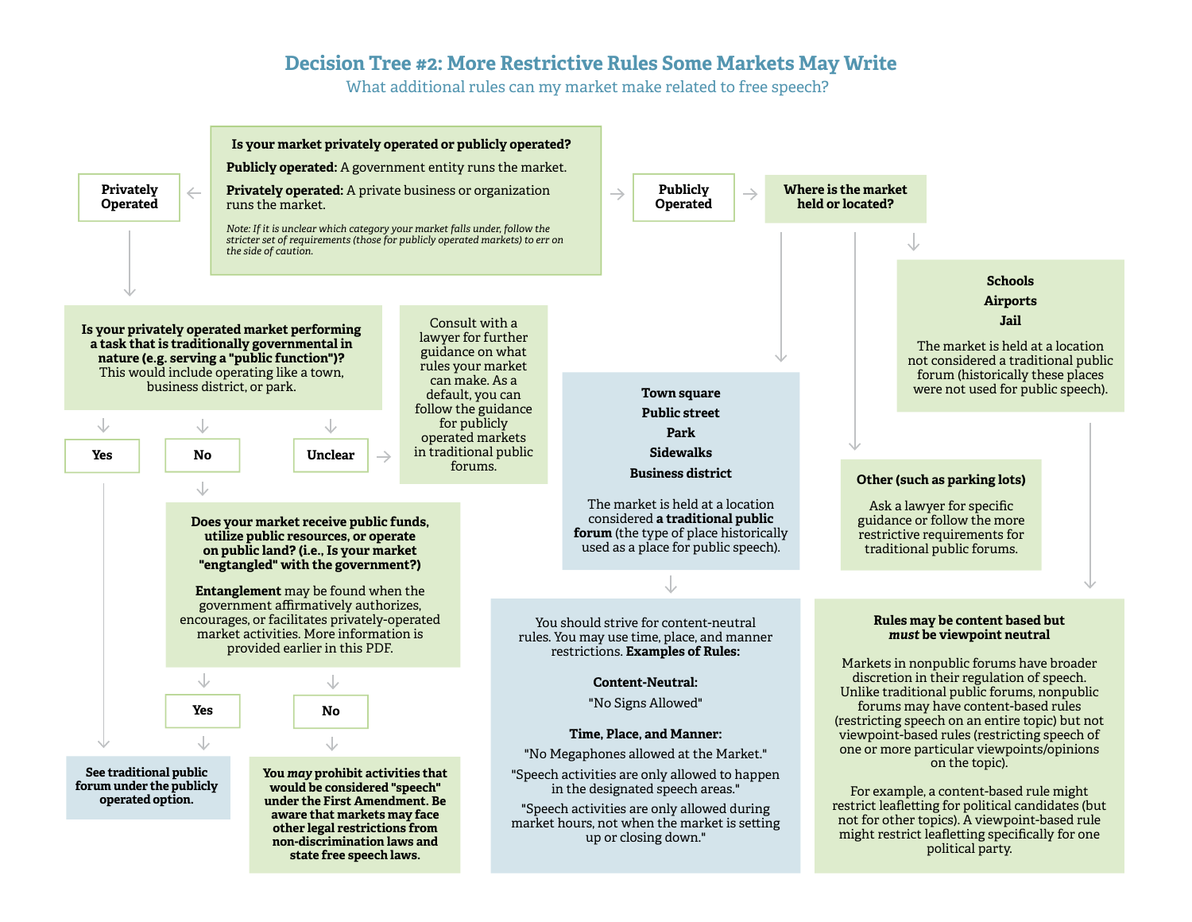# Decision Tree #2: More Restrictive Rules Some Markets May Write

## What additional rules can my market make related to free speech?

**Is your market privately operated or publicly operated?**

**Publicly operated:** A government entity runs the market.

**Privately operated:** A private business or organization runs the market.

*Note: If it is unclear which category your market falls under, follow the stricter set of requirements (those for publicly operated markets) to err on the side of caution.*

### Privately Operated

**Is your privately operated market performing a task that is traditionally governmental in nature (e.g. serving a "public function")?** This would include operating like a town, business district, or park.

- **Yes** → See traditional public forum under the publicly operated option.
- **Unclear** → Consult with a lawyer for further guidance on what rules your market can make. As a default, you can follow the guidance for publicly operated markets in traditional public forums.
- **No** → **Does your market receive public funds, utilize public resources, or operate on public land? (i.e., Is your market "engtangled" with the government?)**

  **Entanglement** may be found when the government affirmatively authorizes, encourages, or facilitates privately-operated market activities. More information is provided earlier in this PDF.

  - **Yes** → **See traditional public forum under the publicly operated option.**
  - **No** → **You *may* prohibit activities that would be considered "speech" under the First Amendment. Be aware that markets may face other legal restrictions from non-discrimination laws and state free speech laws.**

### Publicly Operated

**Where is the market held or located?**

**Town square**
**Public street**
**Park**
**Sidewalks**
**Business district**

The market is held at a location considered **a traditional public forum** (the type of place historically used as a place for public speech).

→ You should strive for content-neutral rules. You may use time, place, and manner restrictions. **Examples of Rules:**

**Content-Neutral:**

"No Signs Allowed"

**Time, Place, and Manner:**

"No Megaphones allowed at the Market."

"Speech activities are only allowed to happen in the designated speech areas."

"Speech activities are only allowed during market hours, not when the market is setting up or closing down."

**Other (such as parking lots)**

Ask a lawyer for specific guidance or follow the more restrictive requirements for traditional public forums.

**Schools**
**Airports**
**Jail**

The market is held at a location not considered a traditional public forum (historically these places were not used for public speech).

→ **Rules may be content based but *must* be viewpoint neutral**

Markets in nonpublic forums have broader discretion in their regulation of speech. Unlike traditional public forums, nonpublic forums may have content-based rules (restricting speech on an entire topic) but not viewpoint-based rules (restricting speech of one or more particular viewpoints/opinions on the topic).

For example, a content-based rule might restrict leafletting for political candidates (but not for other topics). A viewpoint-based rule might restrict leafletting specifically for one political party.